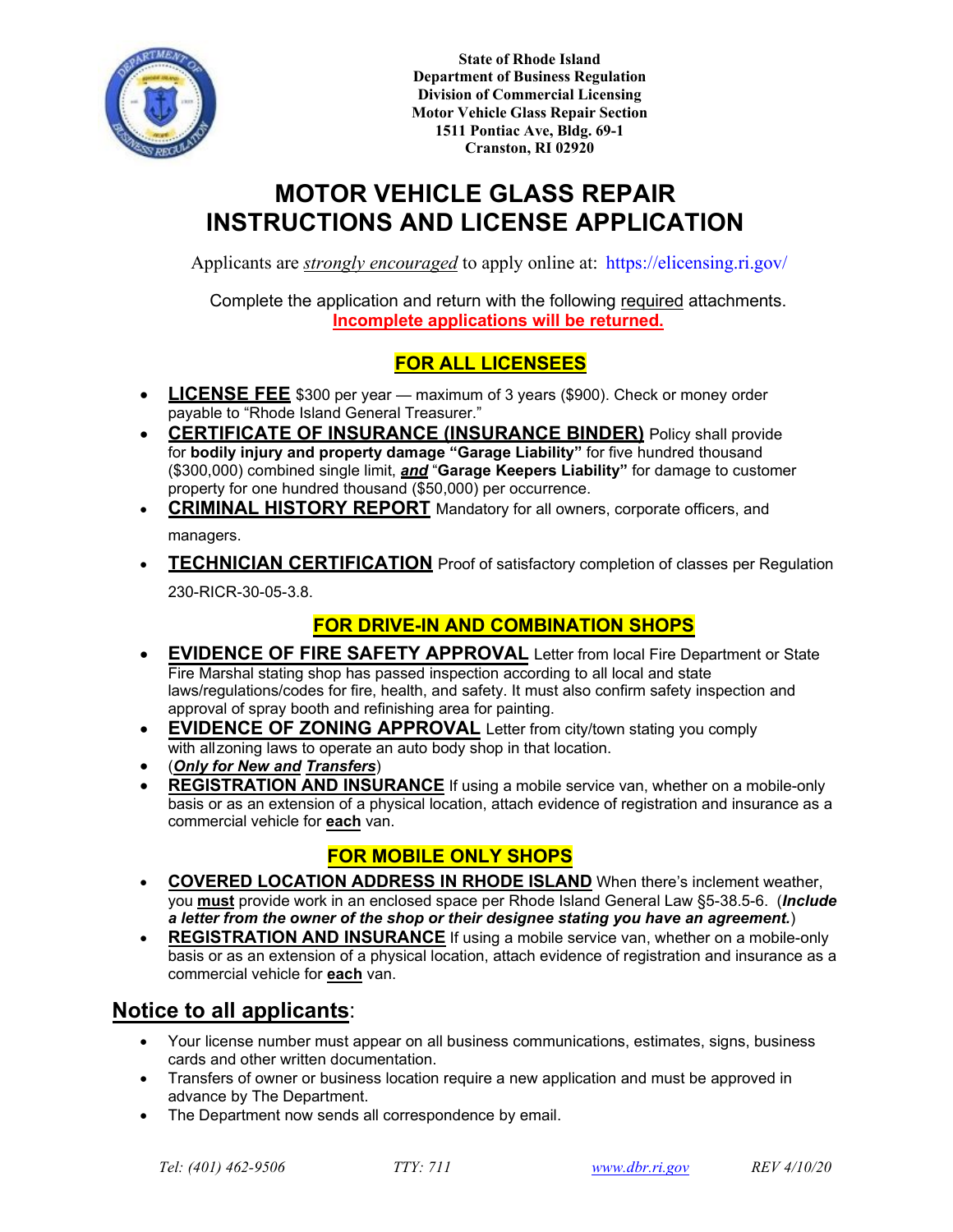**State of Rhode Island**
**Department of Business Regulation**
**Division of Commercial Licensing**
**Motor Vehicle Glass Repair Section**
**1511 Pontiac Ave, Bldg. 69-1**
**Cranston, RI 02920**

# MOTOR VEHICLE GLASS REPAIR INSTRUCTIONS AND LICENSE APPLICATION

Applicants are ***strongly encouraged*** to apply online at: https://elicensing.ri.gov/

Complete the application and return with the following required attachments.
**Incomplete applications will be returned.**

## FOR ALL LICENSEES

- **LICENSE FEE** $300 per year — maximum of 3 years ($900). Check or money order payable to "Rhode Island General Treasurer."
- **CERTIFICATE OF INSURANCE (INSURANCE BINDER)** Policy shall provide for **bodily injury and property damage "Garage Liability"** for five hundred thousand ($300,000) combined single limit, ***and*** "**Garage Keepers Liability"** for damage to customer property for one hundred thousand ($50,000) per occurrence.
- **CRIMINAL HISTORY REPORT** Mandatory for all owners, corporate officers, and managers.
- **TECHNICIAN CERTIFICATION** Proof of satisfactory completion of classes per Regulation 230-RICR-30-05-3.8.

## FOR DRIVE-IN AND COMBINATION SHOPS

- **EVIDENCE OF FIRE SAFETY APPROVAL** Letter from local Fire Department or State Fire Marshal stating shop has passed inspection according to all local and state laws/regulations/codes for fire, health, and safety. It must also confirm safety inspection and approval of spray booth and refinishing area for painting.
- **EVIDENCE OF ZONING APPROVAL** Letter from city/town stating you comply with all zoning laws to operate an auto body shop in that location.
- (***Only for New and Transfers***)
- **REGISTRATION AND INSURANCE** If using a mobile service van, whether on a mobile-only basis or as an extension of a physical location, attach evidence of registration and insurance as a commercial vehicle for **each** van.

## FOR MOBILE ONLY SHOPS

- **COVERED LOCATION ADDRESS IN RHODE ISLAND** When there's inclement weather, you **must** provide work in an enclosed space per Rhode Island General Law §5-38.5-6. (***Include a letter from the owner of the shop or their designee stating you have an agreement.***)
- **REGISTRATION AND INSURANCE** If using a mobile service van, whether on a mobile-only basis or as an extension of a physical location, attach evidence of registration and insurance as a commercial vehicle for **each** van.

## Notice to all applicants:

- Your license number must appear on all business communications, estimates, signs, business cards and other written documentation.
- Transfers of owner or business location require a new application and must be approved in advance by The Department.
- The Department now sends all correspondence by email.

*Tel: (401) 462-9506* *TTY: 711* *www.dbr.ri.gov* *REV 4/10/20*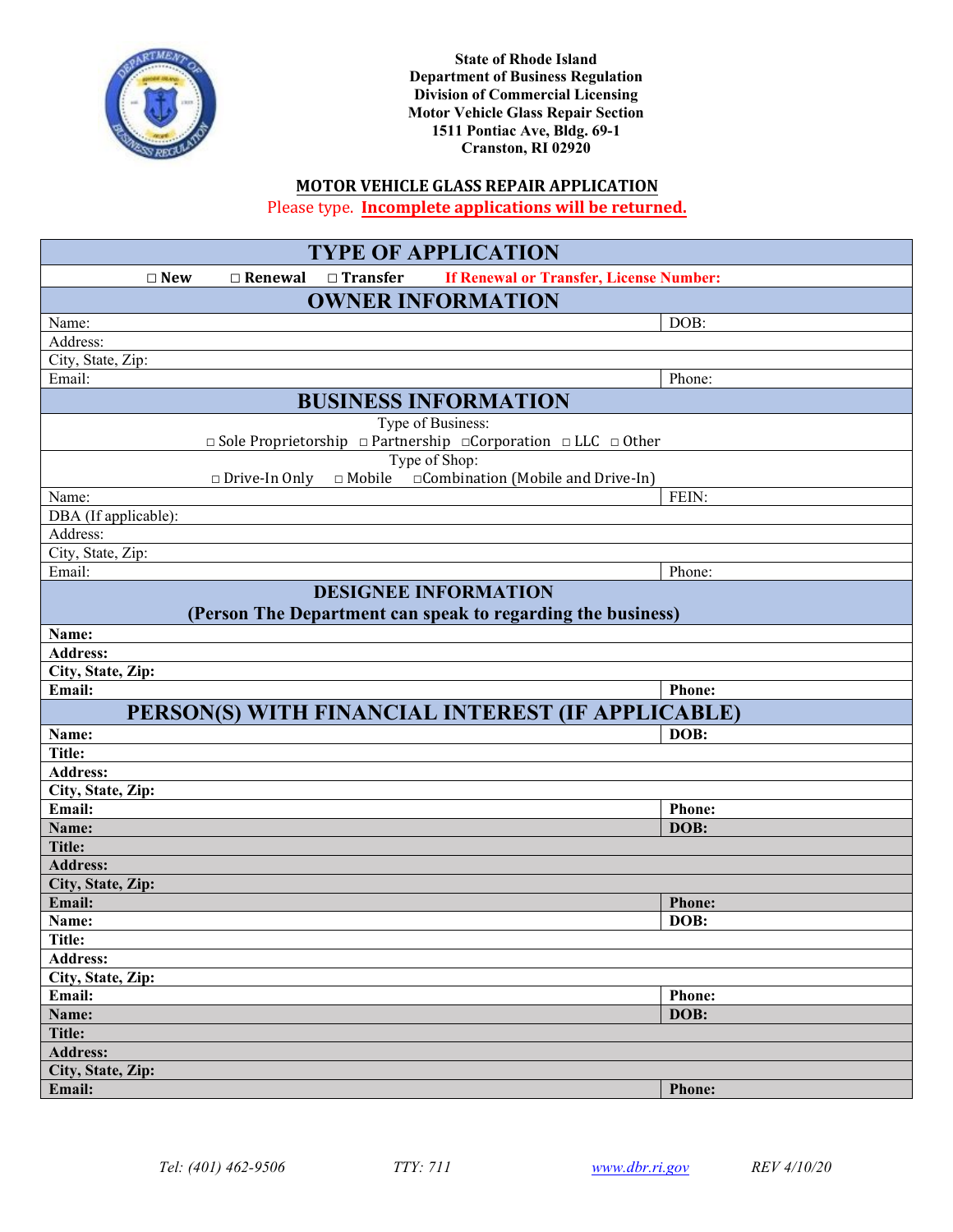**State of Rhode Island**
**Department of Business Regulation**
**Division of Commercial Licensing**
**Motor Vehicle Glass Repair Section**
**1511 Pontiac Ave, Bldg. 69-1**
**Cranston, RI 02920**

# MOTOR VEHICLE GLASS REPAIR APPLICATION

Please type. **Incomplete applications will be returned.**

| TYPE OF APPLICATION | |
|---|---|
| □ New □ Renewal □ Transfer **If Renewal or Transfer, License Number:** | |
| **OWNER INFORMATION** | |
| Name: | DOB: |
| Address: | |
| City, State, Zip: | |
| Email: | Phone: |
| **BUSINESS INFORMATION** | |
| Type of Business: □ Sole Proprietorship □ Partnership □Corporation □ LLC □ Other | |
| Type of Shop: □ Drive-In Only □ Mobile □Combination (Mobile and Drive-In) | |
| Name: | FEIN: |
| DBA (If applicable): | |
| Address: | |
| City, State, Zip: | |
| Email: | Phone: |
| **DESIGNEE INFORMATION (Person The Department can speak to regarding the business)** | |
| **Name:** | |
| **Address:** | |
| **City, State, Zip:** | |
| **Email:** | **Phone:** |
| **PERSON(S) WITH FINANCIAL INTEREST (IF APPLICABLE)** | |
| **Name:** | **DOB:** |
| **Title:** | |
| **Address:** | |
| **City, State, Zip:** | |
| **Email:** | **Phone:** |
| **Name:** | **DOB:** |
| **Title:** | |
| **Address:** | |
| **City, State, Zip:** | |
| **Email:** | **Phone:** |
| **Name:** | **DOB:** |
| **Title:** | |
| **Address:** | |
| **City, State, Zip:** | |
| **Email:** | **Phone:** |
| **Name:** | **DOB:** |
| **Title:** | |
| **Address:** | |
| **City, State, Zip:** | |
| **Email:** | **Phone:** |

*Tel: (401) 462-9506* *TTY: 711* *www.dbr.ri.gov* *REV 4/10/20*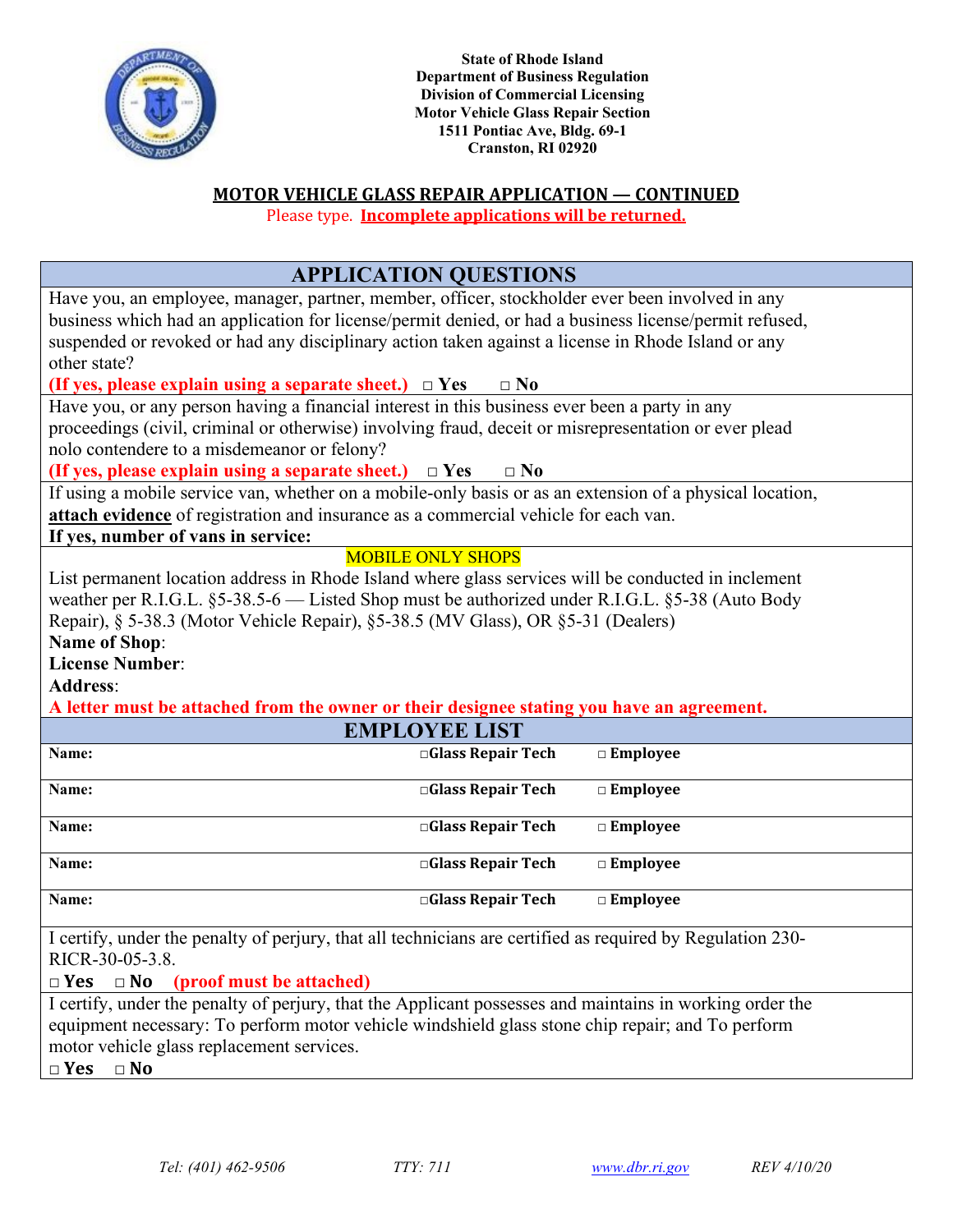State of Rhode Island
Department of Business Regulation
Division of Commercial Licensing
Motor Vehicle Glass Repair Section
1511 Pontiac Ave, Bldg. 69-1
Cranston, RI 02920

## MOTOR VEHICLE GLASS REPAIR APPLICATION — CONTINUED

Please type. **Incomplete applications will be returned.**

## APPLICATION QUESTIONS

Have you, an employee, manager, partner, member, officer, stockholder ever been involved in any business which had an application for license/permit denied, or had a business license/permit refused, suspended or revoked or had any disciplinary action taken against a license in Rhode Island or any other state?

**(If yes, please explain using a separate sheet.)** □ **Yes** □ **No**

Have you, or any person having a financial interest in this business ever been a party in any proceedings (civil, criminal or otherwise) involving fraud, deceit or misrepresentation or ever plead nolo contendere to a misdemeanor or felony?

**(If yes, please explain using a separate sheet.)** □ **Yes** □ **No**

If using a mobile service van, whether on a mobile-only basis or as an extension of a physical location, **attach evidence** of registration and insurance as a commercial vehicle for each van.

**If yes, number of vans in service:**

MOBILE ONLY SHOPS

List permanent location address in Rhode Island where glass services will be conducted in inclement weather per R.I.G.L. §5-38.5-6 — Listed Shop must be authorized under R.I.G.L. §5-38 (Auto Body Repair), § 5-38.3 (Motor Vehicle Repair), §5-38.5 (MV Glass), OR §5-31 (Dealers)

**Name of Shop**:

**License Number**:

**Address**:

**A letter must be attached from the owner or their designee stating you have an agreement.**

## EMPLOYEE LIST

| Name: | □Glass Repair Tech | □ Employee |
|---|---|---|
| Name: | □Glass Repair Tech | □ Employee |
| Name: | □Glass Repair Tech | □ Employee |
| Name: | □Glass Repair Tech | □ Employee |
| Name: | □Glass Repair Tech | □ Employee |

I certify, under the penalty of perjury, that all technicians are certified as required by Regulation 230-RICR-30-05-3.8.

□ **Yes** □ **No** **(proof must be attached)**

I certify, under the penalty of perjury, that the Applicant possesses and maintains in working order the equipment necessary: To perform motor vehicle windshield glass stone chip repair; and To perform motor vehicle glass replacement services.

□ **Yes** □ **No**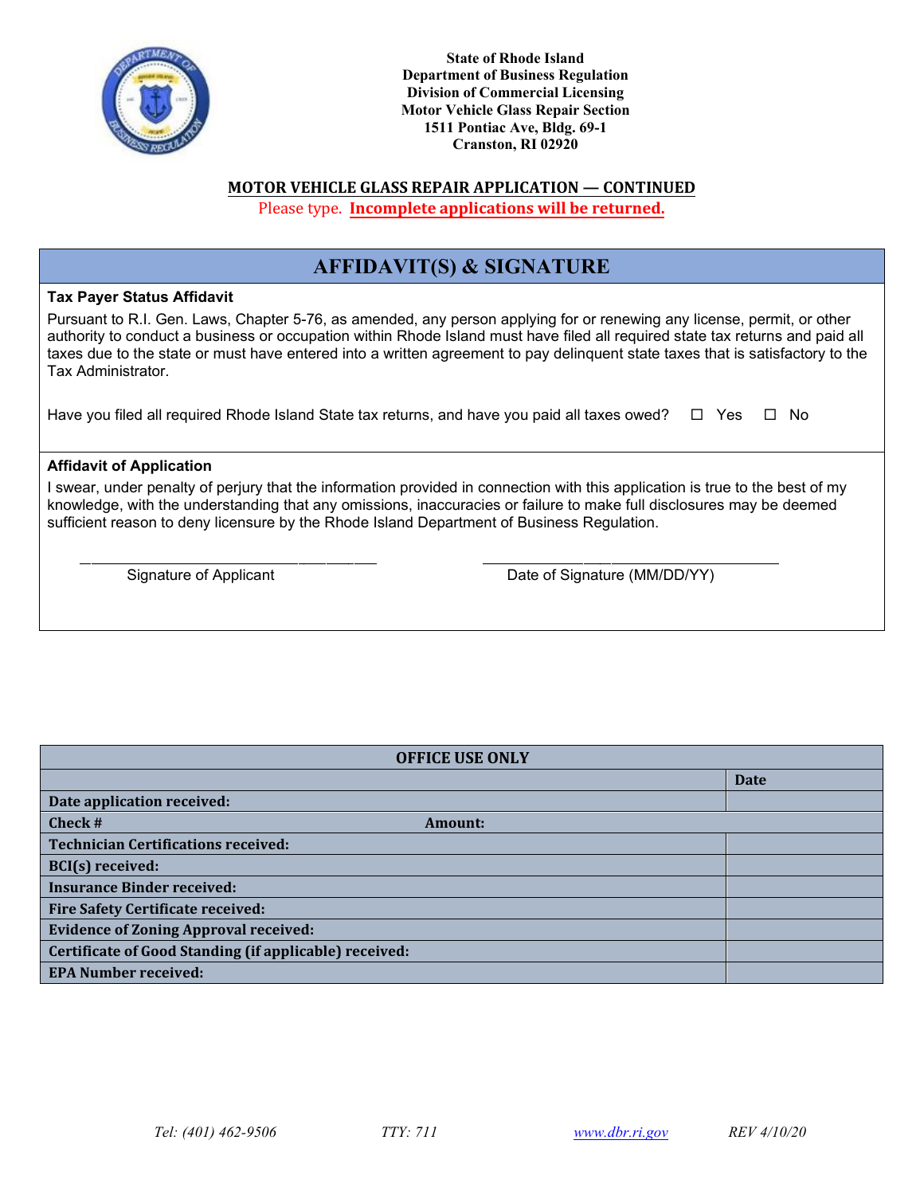State of Rhode Island
Department of Business Regulation
Division of Commercial Licensing
Motor Vehicle Glass Repair Section
1511 Pontiac Ave, Bldg. 69-1
Cranston, RI 02920

## MOTOR VEHICLE GLASS REPAIR APPLICATION — CONTINUED

Please type. **Incomplete applications will be returned.**

## AFFIDAVIT(S) & SIGNATURE

**Tax Payer Status Affidavit**

Pursuant to R.I. Gen. Laws, Chapter 5-76, as amended, any person applying for or renewing any license, permit, or other authority to conduct a business or occupation within Rhode Island must have filed all required state tax returns and paid all taxes due to the state or must have entered into a written agreement to pay delinquent state taxes that is satisfactory to the Tax Administrator.

Have you filed all required Rhode Island State tax returns, and have you paid all taxes owed? ☐ Yes ☐ No

**Affidavit of Application**

I swear, under penalty of perjury that the information provided in connection with this application is true to the best of my knowledge, with the understanding that any omissions, inaccuracies or failure to make full disclosures may be deemed sufficient reason to deny licensure by the Rhode Island Department of Business Regulation.

_______________________________ Signature of Applicant

_______________________________ Date of Signature (MM/DD/YY)

| OFFICE USE ONLY | |
|---|---|
| | **Date** |
| **Date application received:** | |
| **Check #** **Amount:** | |
| **Technician Certifications received:** | |
| **BCI(s) received:** | |
| **Insurance Binder received:** | |
| **Fire Safety Certificate received:** | |
| **Evidence of Zoning Approval received:** | |
| **Certificate of Good Standing (if applicable) received:** | |
| **EPA Number received:** | |

*Tel: (401) 462-9506* *TTY: 711* *www.dbr.ri.gov* *REV 4/10/20*